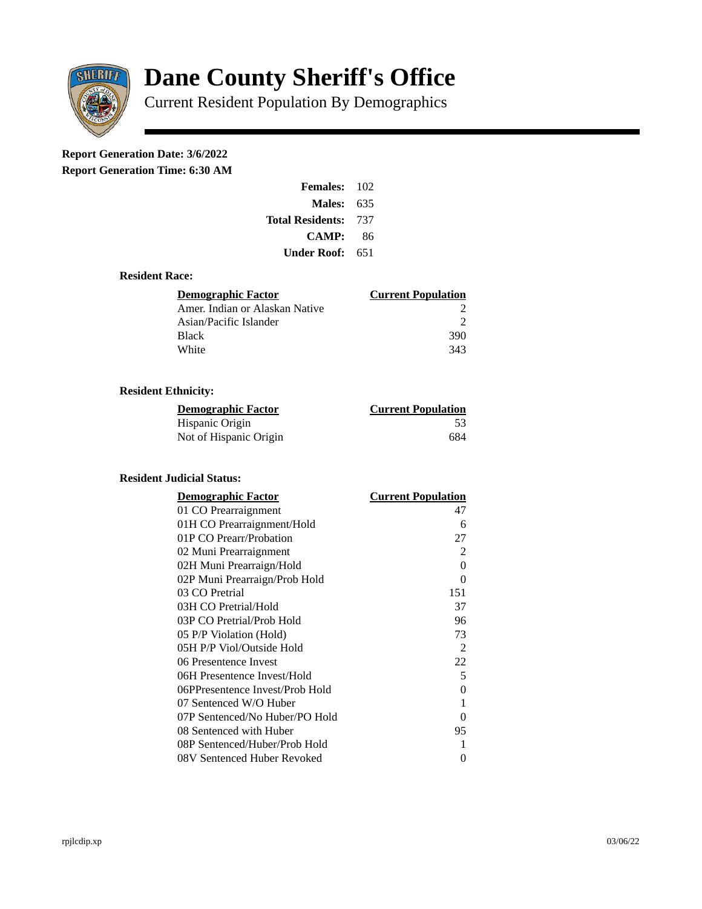# Dane County Sheriff's Office

Current Resident Population By Demographics

**Report Generation Date: 3/6/2022**

**Report Generation Time: 6:30 AM**

| | |
|---|---|
| **Females:** | 102 |
| **Males:** | 635 |
| **Total Residents:** | 737 |
| **CAMP:** | 86 |
| **Under Roof:** | 651 |

### Resident Race:

| Demographic Factor | Current Population |
|---|---|
| Amer. Indian or Alaskan Native | 2 |
| Asian/Pacific Islander | 2 |
| Black | 390 |
| White | 343 |

### Resident Ethnicity:

| Demographic Factor | Current Population |
|---|---|
| Hispanic Origin | 53 |
| Not of Hispanic Origin | 684 |

### Resident Judicial Status:

| Demographic Factor | Current Population |
|---|---|
| 01 CO Prearraignment | 47 |
| 01H CO Prearraignment/Hold | 6 |
| 01P CO Prearr/Probation | 27 |
| 02 Muni Prearraignment | 2 |
| 02H Muni Prearraign/Hold | 0 |
| 02P Muni Prearraign/Prob Hold | 0 |
| 03 CO Pretrial | 151 |
| 03H CO Pretrial/Hold | 37 |
| 03P CO Pretrial/Prob Hold | 96 |
| 05 P/P Violation (Hold) | 73 |
| 05H P/P Viol/Outside Hold | 2 |
| 06 Presentence Invest | 22 |
| 06H Presentence Invest/Hold | 5 |
| 06PPresentence Invest/Prob Hold | 0 |
| 07 Sentenced W/O Huber | 1 |
| 07P Sentenced/No Huber/PO Hold | 0 |
| 08 Sentenced with Huber | 95 |
| 08P Sentenced/Huber/Prob Hold | 1 |
| 08V Sentenced Huber Revoked | 0 |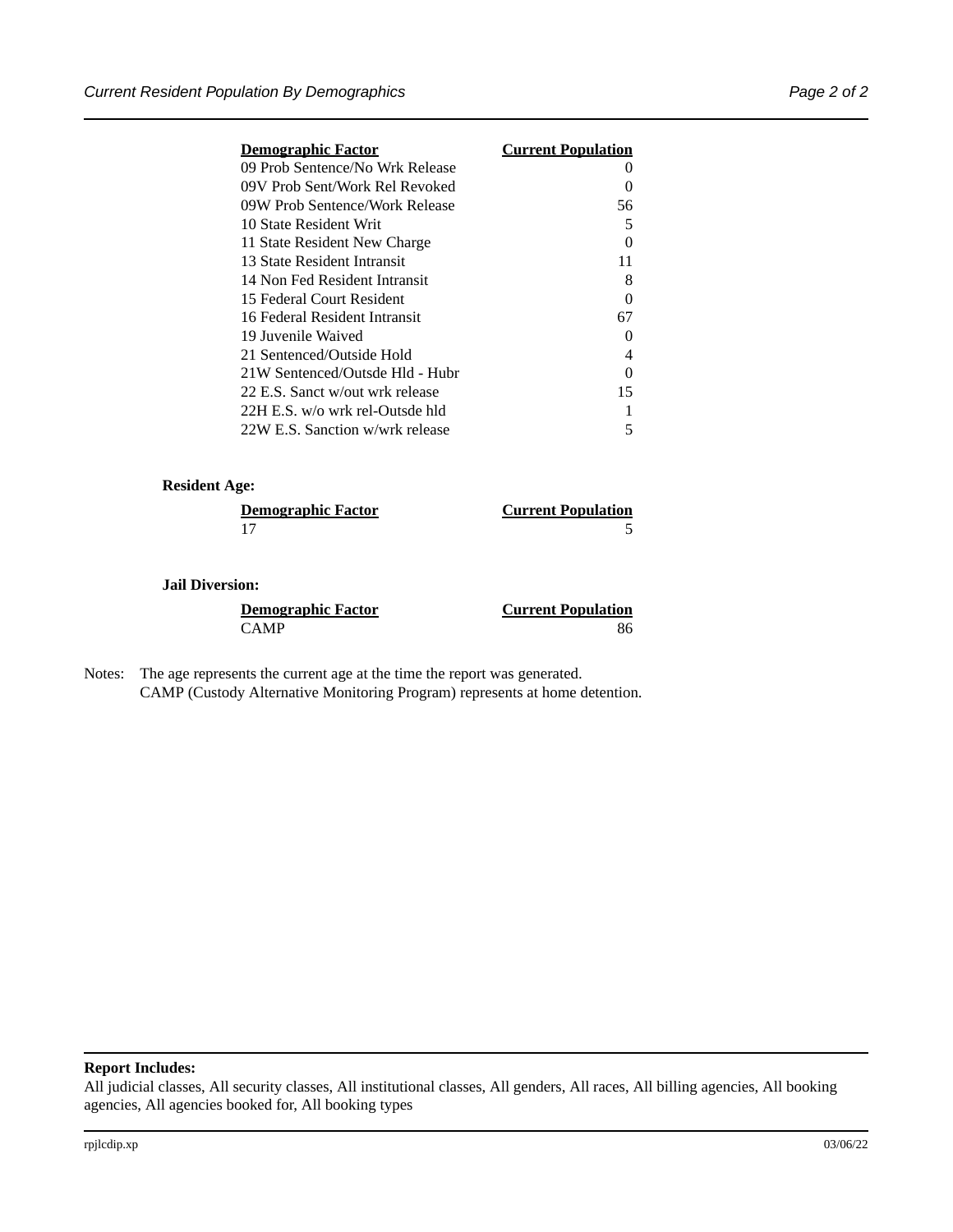| Demographic Factor | Current Population |
|---|---|
| 09 Prob Sentence/No Wrk Release | 0 |
| 09V Prob Sent/Work Rel Revoked | 0 |
| 09W Prob Sentence/Work Release | 56 |
| 10 State Resident Writ | 5 |
| 11 State Resident New Charge | 0 |
| 13 State Resident Intransit | 11 |
| 14 Non Fed Resident Intransit | 8 |
| 15 Federal Court Resident | 0 |
| 16 Federal Resident Intransit | 67 |
| 19 Juvenile Waived | 0 |
| 21 Sentenced/Outside Hold | 4 |
| 21W Sentenced/Outsde Hld - Hubr | 0 |
| 22 E.S. Sanct w/out wrk release | 15 |
| 22H E.S. w/o wrk rel-Outsde hld | 1 |
| 22W E.S. Sanction w/wrk release | 5 |

**Resident Age:**

| Demographic Factor | Current Population |
|---|---|
| 17 | 5 |

**Jail Diversion:**

| Demographic Factor | Current Population |
|---|---|
| CAMP | 86 |

Notes: The age represents the current age at the time the report was generated.
CAMP (Custody Alternative Monitoring Program) represents at home detention.

**Report Includes:**

All judicial classes, All security classes, All institutional classes, All genders, All races, All billing agencies, All booking agencies, All agencies booked for, All booking types

rpjlcdip.xp 03/06/22